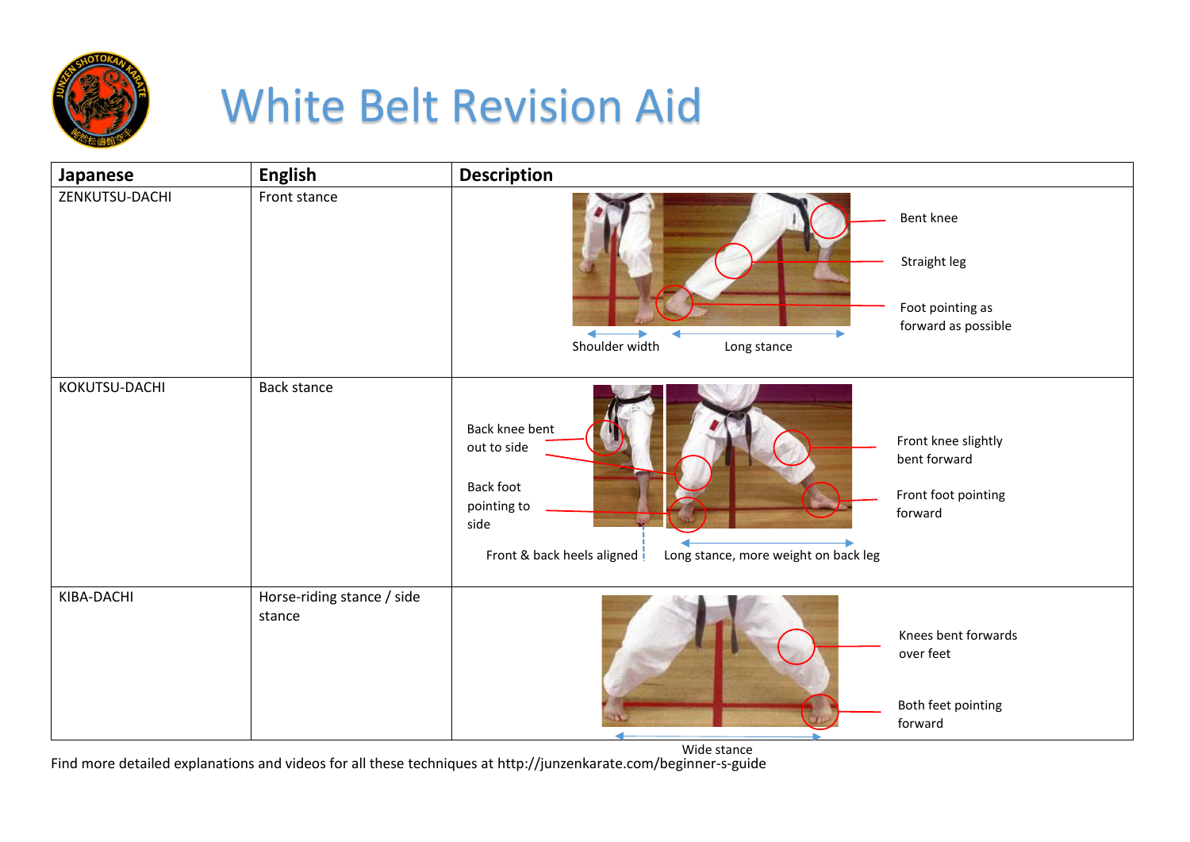# White Belt Revision Aid

| Japanese | English | Description |
|---|---|---|
| ZENKUTSU-DACHI | Front stance | Bent knee; Straight leg; Foot pointing as forward as possible; Shoulder width; Long stance |
| KOKUTSU-DACHI | Back stance | Back knee bent out to side; Back foot pointing to side; Front knee slightly bent forward; Front foot pointing forward; Front & back heels aligned; Long stance, more weight on back leg |
| KIBA-DACHI | Horse-riding stance / side stance | Knees bent forwards over feet; Both feet pointing forward; Wide stance |

Find more detailed explanations and videos for all these techniques at http://junzenkarate.com/beginner-s-guide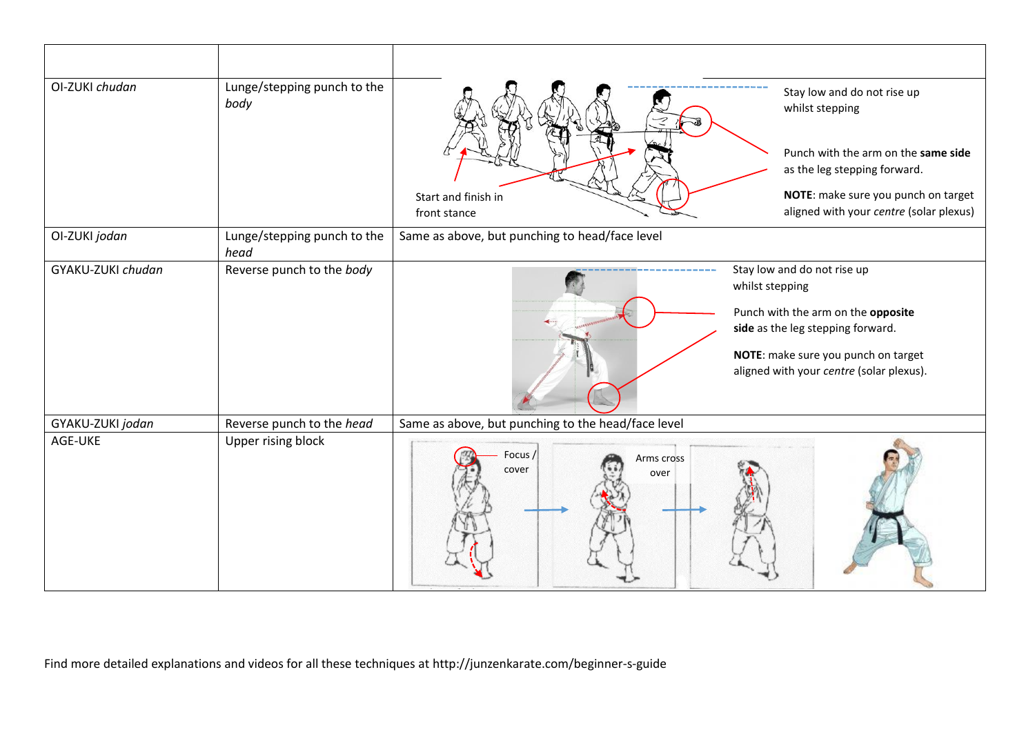| | | |
|---|---|---|
| OI-ZUKI *chudan* | Lunge/stepping punch to the *body* | Start and finish in front stance<br>Stay low and do not rise up whilst stepping<br>Punch with the arm on the **same side** as the leg stepping forward.<br>**NOTE**: make sure you punch on target aligned with your *centre* (solar plexus) |
| OI-ZUKI *jodan* | Lunge/stepping punch to the *head* | Same as above, but punching to head/face level |
| GYAKU-ZUKI *chudan* | Reverse punch to the *body* | Stay low and do not rise up whilst stepping<br>Punch with the arm on the **opposite side** as the leg stepping forward.<br>**NOTE**: make sure you punch on target aligned with your *centre* (solar plexus). |
| GYAKU-ZUKI *jodan* | Reverse punch to the *head* | Same as above, but punching to the head/face level |
| AGE-UKE | Upper rising block | Focus / cover<br>Arms cross over |

Find more detailed explanations and videos for all these techniques at http://junzenkarate.com/beginner-s-guide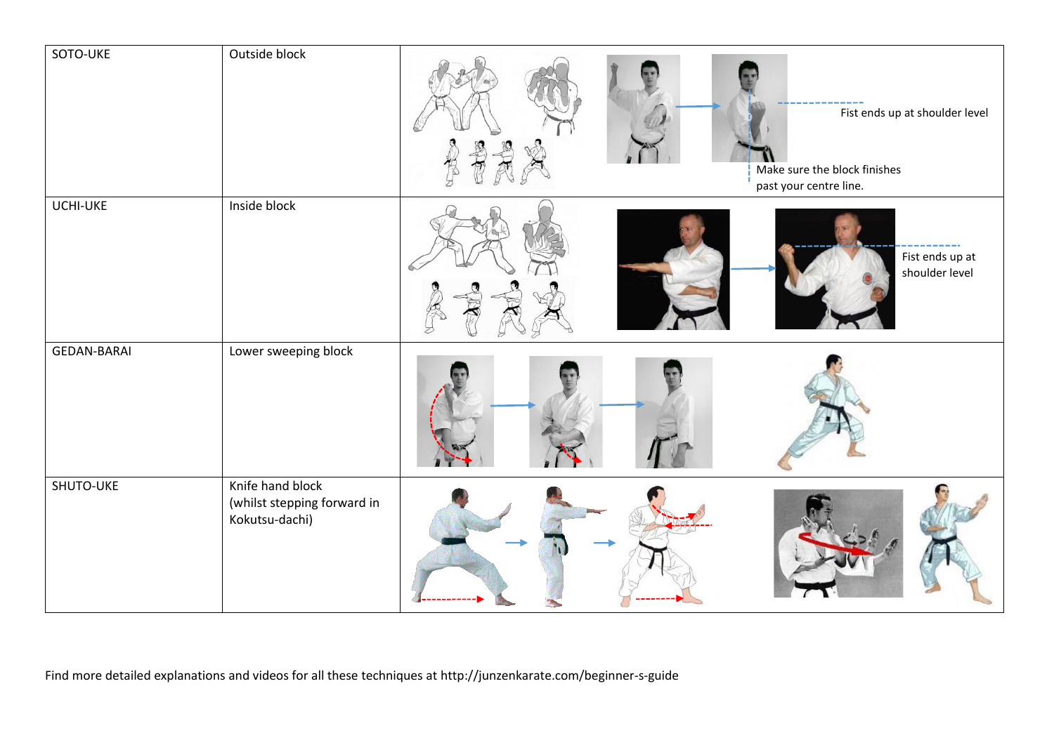| SOTO-UKE | Outside block | Fist ends up at shoulder level<br>Make sure the block finishes past your centre line. |
| --- | --- | --- |
| UCHI-UKE | Inside block | Fist ends up at shoulder level |
| GEDAN-BARAI | Lower sweeping block | |
| SHUTO-UKE | Knife hand block (whilst stepping forward in Kokutsu-dachi) | |

Find more detailed explanations and videos for all these techniques at http://junzenkarate.com/beginner-s-guide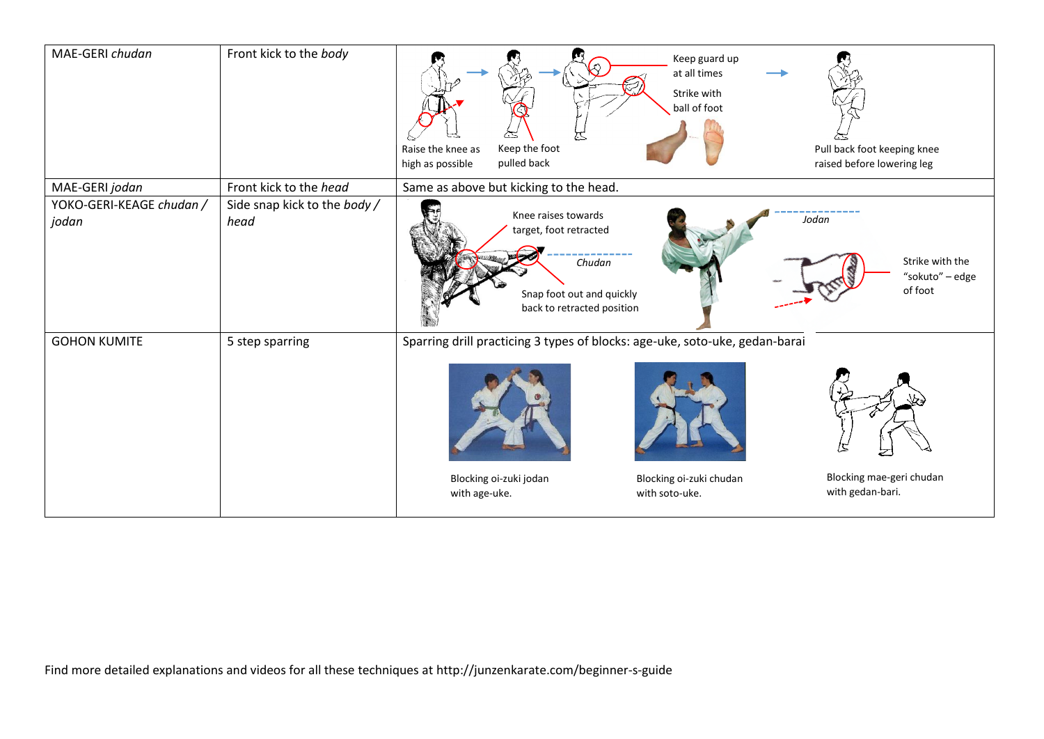| | | |
|---|---|---|
| MAE-GERI *chudan* | Front kick to the *body* | Raise the knee as high as possible → Keep the foot pulled back → Keep guard up at all times; Strike with ball of foot → Pull back foot keeping knee raised before lowering leg |
| MAE-GERI *jodan* | Front kick to the *head* | Same as above but kicking to the head. |
| YOKO-GERI-KEAGE *chudan / jodan* | Side snap kick to the *body / head* | Knee raises towards target, foot retracted; *Chudan*; Snap foot out and quickly back to retracted position; *Jodan*; Strike with the "sokuto" – edge of foot |
| GOHON KUMITE | 5 step sparring | Sparring drill practicing 3 types of blocks: age-uke, soto-uke, gedan-barai<br>Blocking oi-zuki jodan with age-uke.<br>Blocking oi-zuki chudan with soto-uke.<br>Blocking mae-geri chudan with gedan-bari. |

Find more detailed explanations and videos for all these techniques at http://junzenkarate.com/beginner-s-guide